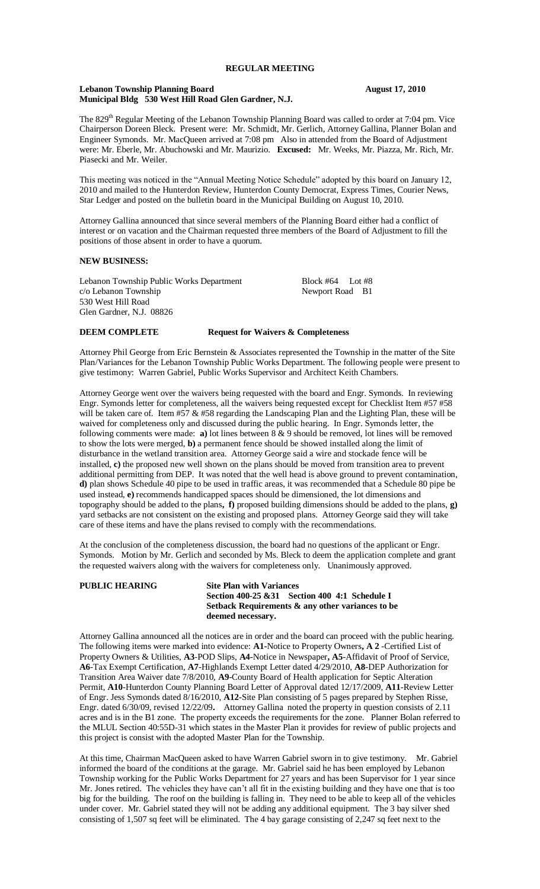# REGULAR MEETING

**Lebanon Township Planning Board** **August 17, 2010**
**Municipal Bldg 530 West Hill Road Glen Gardner, N.J.**

The 829th Regular Meeting of the Lebanon Township Planning Board was called to order at 7:04 pm. Vice Chairperson Doreen Bleck. Present were: Mr. Schmidt, Mr. Gerlich, Attorney Gallina, Planner Bolan and Engineer Symonds. Mr. MacQueen arrived at 7:08 pm Also in attended from the Board of Adjustment were: Mr. Eberle, Mr. Abuchowski and Mr. Maurizio. **Excused:** Mr. Weeks, Mr. Piazza, Mr. Rich, Mr. Piasecki and Mr. Weiler.

This meeting was noticed in the "Annual Meeting Notice Schedule" adopted by this board on January 12, 2010 and mailed to the Hunterdon Review, Hunterdon County Democrat, Express Times, Courier News, Star Ledger and posted on the bulletin board in the Municipal Building on August 10, 2010.

Attorney Gallina announced that since several members of the Planning Board either had a conflict of interest or on vacation and the Chairman requested three members of the Board of Adjustment to fill the positions of those absent in order to have a quorum.

**NEW BUSINESS:**

Lebanon Township Public Works Department — Block #64 Lot #8
c/o Lebanon Township — Newport Road B1
530 West Hill Road
Glen Gardner, N.J. 08826

**DEEM COMPLETE** **Request for Waivers & Completeness**

Attorney Phil George from Eric Bernstein & Associates represented the Township in the matter of the Site Plan/Variances for the Lebanon Township Public Works Department. The following people were present to give testimony: Warren Gabriel, Public Works Supervisor and Architect Keith Chambers.

Attorney George went over the waivers being requested with the board and Engr. Symonds. In reviewing Engr. Symonds letter for completeness, all the waivers being requested except for Checklist Item #57 #58 will be taken care of. Item #57 & #58 regarding the Landscaping Plan and the Lighting Plan, these will be waived for completeness only and discussed during the public hearing. In Engr. Symonds letter, the following comments were made: **a)** lot lines between 8 & 9 should be removed, lot lines will be removed to show the lots were merged, **b)** a permanent fence should be showed installed along the limit of disturbance in the wetland transition area. Attorney George said a wire and stockade fence will be installed, **c)** the proposed new well shown on the plans should be moved from transition area to prevent additional permitting from DEP. It was noted that the well head is above ground to prevent contamination, **d)** plan shows Schedule 40 pipe to be used in traffic areas, it was recommended that a Schedule 80 pipe be used instead, **e)** recommends handicapped spaces should be dimensioned, the lot dimensions and topography should be added to the plans**, f)** proposed building dimensions should be added to the plans, **g)** yard setbacks are not consistent on the existing and proposed plans. Attorney George said they will take care of these items and have the plans revised to comply with the recommendations.

At the conclusion of the completeness discussion, the board had no questions of the applicant or Engr. Symonds. Motion by Mr. Gerlich and seconded by Ms. Bleck to deem the application complete and grant the requested waivers along with the waivers for completeness only. Unanimously approved.

**PUBLIC HEARING** **Site Plan with Variances**
**Section 400-25 &31 Section 400 4:1 Schedule I**
**Setback Requirements & any other variances to be deemed necessary.**

Attorney Gallina announced all the notices are in order and the board can proceed with the public hearing. The following items were marked into evidence: **A1**-Notice to Property Owners**, A 2** -Certified List of Property Owners & Utilities, **A3**-POD Slips, **A4**-Notice in Newspaper**, A5**-Affidavit of Proof of Service, **A6**-Tax Exempt Certification, **A7**-Highlands Exempt Letter dated 4/29/2010, **A8**-DEP Authorization for Transition Area Waiver date 7/8/2010, **A9**-County Board of Health application for Septic Alteration Permit, **A10**-Hunterdon County Planning Board Letter of Approval dated 12/17/2009, **A11**-Review Letter of Engr. Jess Symonds dated 8/16/2010, **A12**-Site Plan consisting of 5 pages prepared by Stephen Risse, Engr. dated 6/30/09, revised 12/22/09**.** Attorney Gallina noted the property in question consists of 2.11 acres and is in the B1 zone. The property exceeds the requirements for the zone. Planner Bolan referred to the MLUL Section 40:55D-31 which states in the Master Plan it provides for review of public projects and this project is consist with the adopted Master Plan for the Township.

At this time, Chairman MacQueen asked to have Warren Gabriel sworn in to give testimony. Mr. Gabriel informed the board of the conditions at the garage. Mr. Gabriel said he has been employed by Lebanon Township working for the Public Works Department for 27 years and has been Supervisor for 1 year since Mr. Jones retired. The vehicles they have can't all fit in the existing building and they have one that is too big for the building. The roof on the building is falling in. They need to be able to keep all of the vehicles under cover. Mr. Gabriel stated they will not be adding any additional equipment. The 3 bay silver shed consisting of 1,507 sq feet will be eliminated. The 4 bay garage consisting of 2,247 sq feet next to the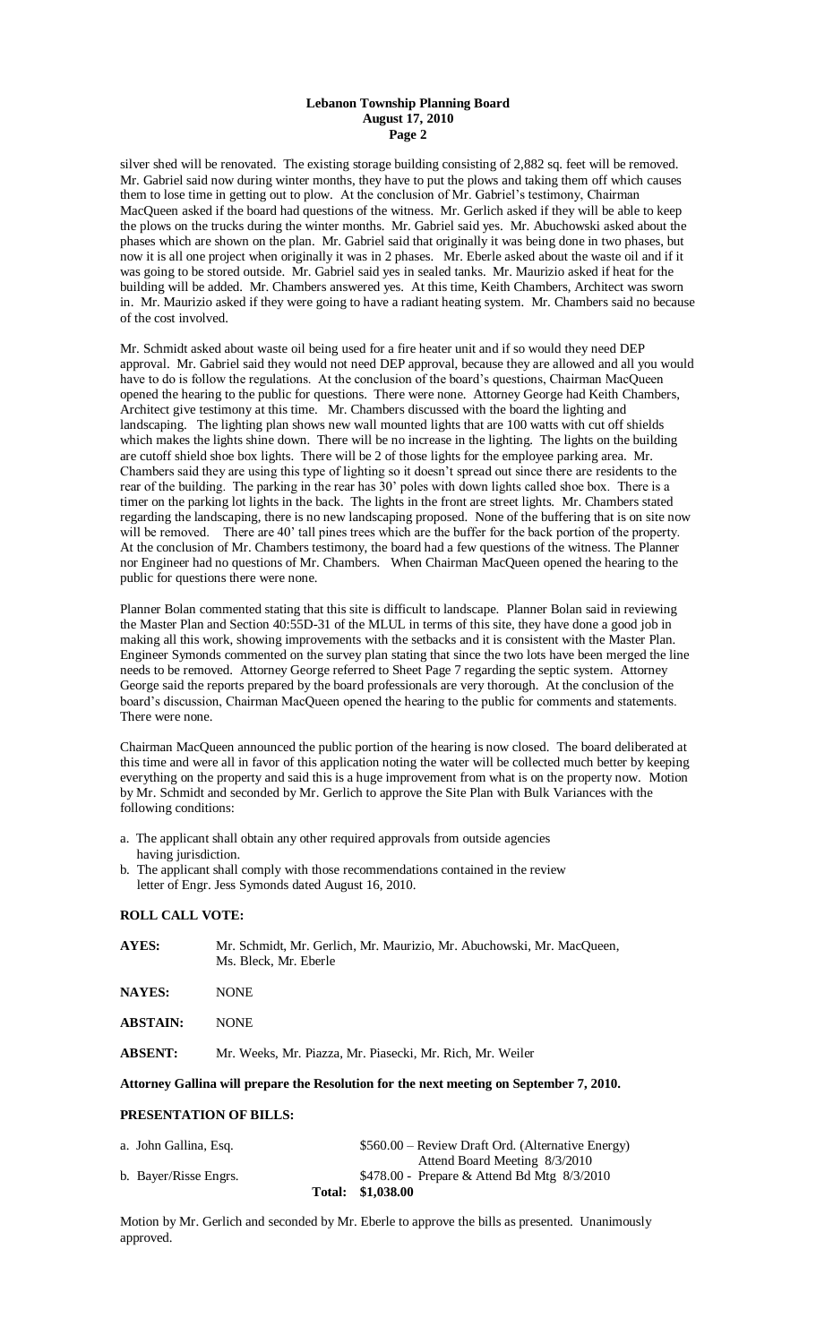silver shed will be renovated. The existing storage building consisting of 2,882 sq. feet will be removed. Mr. Gabriel said now during winter months, they have to put the plows and taking them off which causes them to lose time in getting out to plow. At the conclusion of Mr. Gabriel's testimony, Chairman MacQueen asked if the board had questions of the witness. Mr. Gerlich asked if they will be able to keep the plows on the trucks during the winter months. Mr. Gabriel said yes. Mr. Abuchowski asked about the phases which are shown on the plan. Mr. Gabriel said that originally it was being done in two phases, but now it is all one project when originally it was in 2 phases. Mr. Eberle asked about the waste oil and if it was going to be stored outside. Mr. Gabriel said yes in sealed tanks. Mr. Maurizio asked if heat for the building will be added. Mr. Chambers answered yes. At this time, Keith Chambers, Architect was sworn in. Mr. Maurizio asked if they were going to have a radiant heating system. Mr. Chambers said no because of the cost involved.

Mr. Schmidt asked about waste oil being used for a fire heater unit and if so would they need DEP approval. Mr. Gabriel said they would not need DEP approval, because they are allowed and all you would have to do is follow the regulations. At the conclusion of the board's questions, Chairman MacQueen opened the hearing to the public for questions. There were none. Attorney George had Keith Chambers, Architect give testimony at this time. Mr. Chambers discussed with the board the lighting and landscaping. The lighting plan shows new wall mounted lights that are 100 watts with cut off shields which makes the lights shine down. There will be no increase in the lighting. The lights on the building are cutoff shield shoe box lights. There will be 2 of those lights for the employee parking area. Mr. Chambers said they are using this type of lighting so it doesn't spread out since there are residents to the rear of the building. The parking in the rear has 30' poles with down lights called shoe box. There is a timer on the parking lot lights in the back. The lights in the front are street lights. Mr. Chambers stated regarding the landscaping, there is no new landscaping proposed. None of the buffering that is on site now will be removed. There are 40' tall pines trees which are the buffer for the back portion of the property. At the conclusion of Mr. Chambers testimony, the board had a few questions of the witness. The Planner nor Engineer had no questions of Mr. Chambers. When Chairman MacQueen opened the hearing to the public for questions there were none.

Planner Bolan commented stating that this site is difficult to landscape. Planner Bolan said in reviewing the Master Plan and Section 40:55D-31 of the MLUL in terms of this site, they have done a good job in making all this work, showing improvements with the setbacks and it is consistent with the Master Plan. Engineer Symonds commented on the survey plan stating that since the two lots have been merged the line needs to be removed. Attorney George referred to Sheet Page 7 regarding the septic system. Attorney George said the reports prepared by the board professionals are very thorough. At the conclusion of the board's discussion, Chairman MacQueen opened the hearing to the public for comments and statements. There were none.

Chairman MacQueen announced the public portion of the hearing is now closed. The board deliberated at this time and were all in favor of this application noting the water will be collected much better by keeping everything on the property and said this is a huge improvement from what is on the property now. Motion by Mr. Schmidt and seconded by Mr. Gerlich to approve the Site Plan with Bulk Variances with the following conditions:

a. The applicant shall obtain any other required approvals from outside agencies having jurisdiction.
b. The applicant shall comply with those recommendations contained in the review letter of Engr. Jess Symonds dated August 16, 2010.

**ROLL CALL VOTE:**

**AYES:** Mr. Schmidt, Mr. Gerlich, Mr. Maurizio, Mr. Abuchowski, Mr. MacQueen, Ms. Bleck, Mr. Eberle

**NAYES:** NONE

**ABSTAIN:** NONE

**ABSENT:** Mr. Weeks, Mr. Piazza, Mr. Piasecki, Mr. Rich, Mr. Weiler

**Attorney Gallina will prepare the Resolution for the next meeting on September 7, 2010.**

**PRESENTATION OF BILLS:**

| | |
|---|---|
| a. John Gallina, Esq. | $560.00 – Review Draft Ord. (Alternative Energy) Attend Board Meeting 8/3/2010 |
| b. Bayer/Risse Engrs. | $478.00 - Prepare & Attend Bd Mtg 8/3/2010 |
| **Total:** | **$1,038.00** |

Motion by Mr. Gerlich and seconded by Mr. Eberle to approve the bills as presented. Unanimously approved.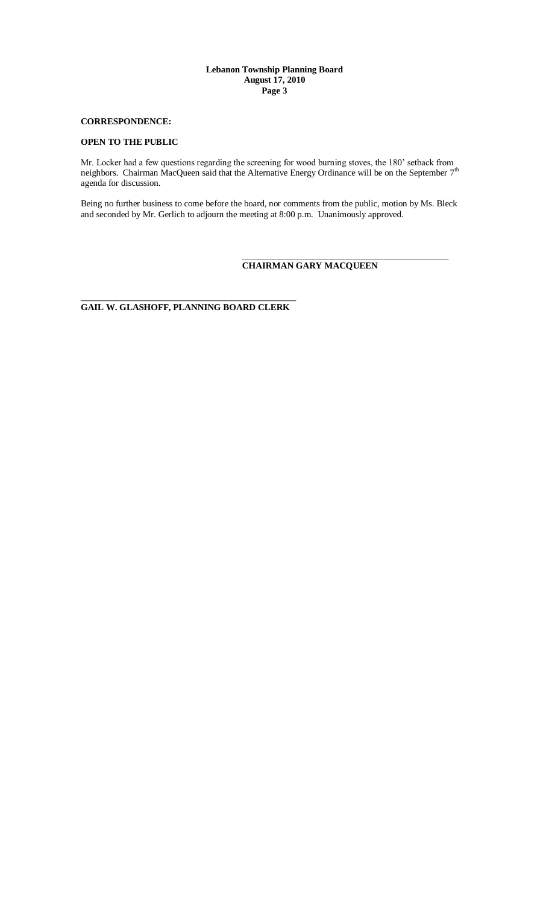**CORRESPONDENCE:**

**OPEN TO THE PUBLIC**

Mr. Locker had a few questions regarding the screening for wood burning stoves, the 180' setback from neighbors. Chairman MacQueen said that the Alternative Energy Ordinance will be on the September 7th agenda for discussion.

Being no further business to come before the board, nor comments from the public, motion by Ms. Bleck and seconded by Mr. Gerlich to adjourn the meeting at 8:00 p.m. Unanimously approved.

\_\_\_\_\_\_\_\_\_\_\_\_\_\_\_\_\_\_\_\_\_\_\_\_\_\_\_\_\_\_\_\_\_\_\_\_\_\_\_\_\_\_\_\_\_\_

**CHAIRMAN GARY MACQUEEN**

\_\_\_\_\_\_\_\_\_\_\_\_\_\_\_\_\_\_\_\_\_\_\_\_\_\_\_\_\_\_\_\_\_\_\_\_\_\_\_\_\_\_\_\_\_\_

**GAIL W. GLASHOFF, PLANNING BOARD CLERK**